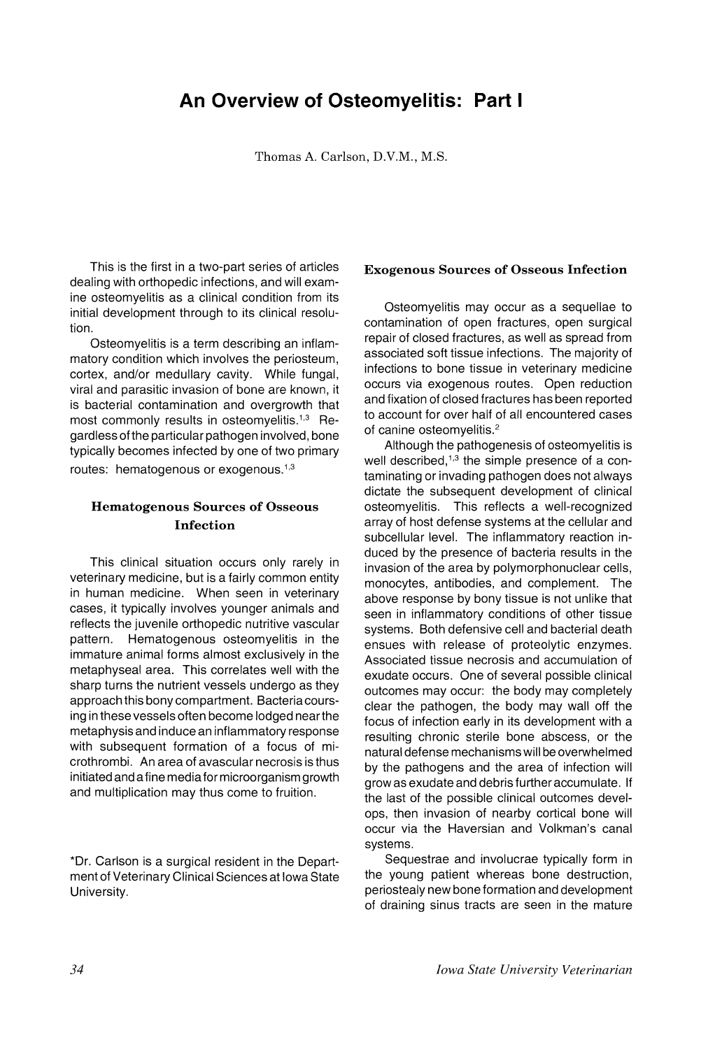# An Overview of Osteomyelitis: Part I

Thomas A. Carlson, D.V.M., M.S.

This is the first in a two-part series of articles dealing with orthopedic infections, and will examine osteomyelitis as a clinical condition from its initial development through to its clinical resolution.

Osteomyelitis is a term describing an inflammatory condition which involves the periosteum, cortex, and/or medullary cavity. While fungal, viral and parasitic invasion of bone are known, it is bacterial contamination and overgrowth that most commonly results in osteomyelitis.[1,3] Regardless of the particular pathogen involved, bone typically becomes infected by one of two primary routes: hematogenous or exogenous.[1,3]

### Hematogenous Sources of Osseous Infection

This clinical situation occurs only rarely in veterinary medicine, but is a fairly common entity in human medicine. When seen in veterinary cases, it typically involves younger animals and reflects the juvenile orthopedic nutritive vascular pattern. Hematogenous osteomyelitis in the immature animal forms almost exclusively in the metaphyseal area. This correlates well with the sharp turns the nutrient vessels undergo as they approach this bony compartment. Bacteria coursing in these vessels often become lodged near the metaphysis and induce an inflammatory response with subsequent formation of a focus of microthrombi. An area of avascular necrosis is thus initiated and a fine media for microorganism growth and multiplication may thus come to fruition.

*Dr. Carlson is a surgical resident in the Department of Veterinary Clinical Sciences at Iowa State University.

### Exogenous Sources of Osseous Infection

Osteomyelitis may occur as a sequellae to contamination of open fractures, open surgical repair of closed fractures, as well as spread from associated soft tissue infections. The majority of infections to bone tissue in veterinary medicine occurs via exogenous routes. Open reduction and fixation of closed fractures has been reported to account for over half of all encountered cases of canine osteomyelitis.[2]

Although the pathogenesis of osteomyelitis is well described,[1,3] the simple presence of a contaminating or invading pathogen does not always dictate the subsequent development of clinical osteomyelitis. This reflects a well-recognized array of host defense systems at the cellular and subcellular level. The inflammatory reaction induced by the presence of bacteria results in the invasion of the area by polymorphonuclear cells, monocytes, antibodies, and complement. The above response by bony tissue is not unlike that seen in inflammatory conditions of other tissue systems. Both defensive cell and bacterial death ensues with release of proteolytic enzymes. Associated tissue necrosis and accumulation of exudate occurs. One of several possible clinical outcomes may occur: the body may completely clear the pathogen, the body may wall off the focus of infection early in its development with a resulting chronic sterile bone abscess, or the natural defense mechanisms will be overwhelmed by the pathogens and the area of infection will grow as exudate and debris further accumulate. If the last of the possible clinical outcomes develops, then invasion of nearby cortical bone will occur via the Haversian and Volkman's canal systems.

Sequestrae and involucrae typically form in the young patient whereas bone destruction, periostealy new bone formation and development of draining sinus tracts are seen in the mature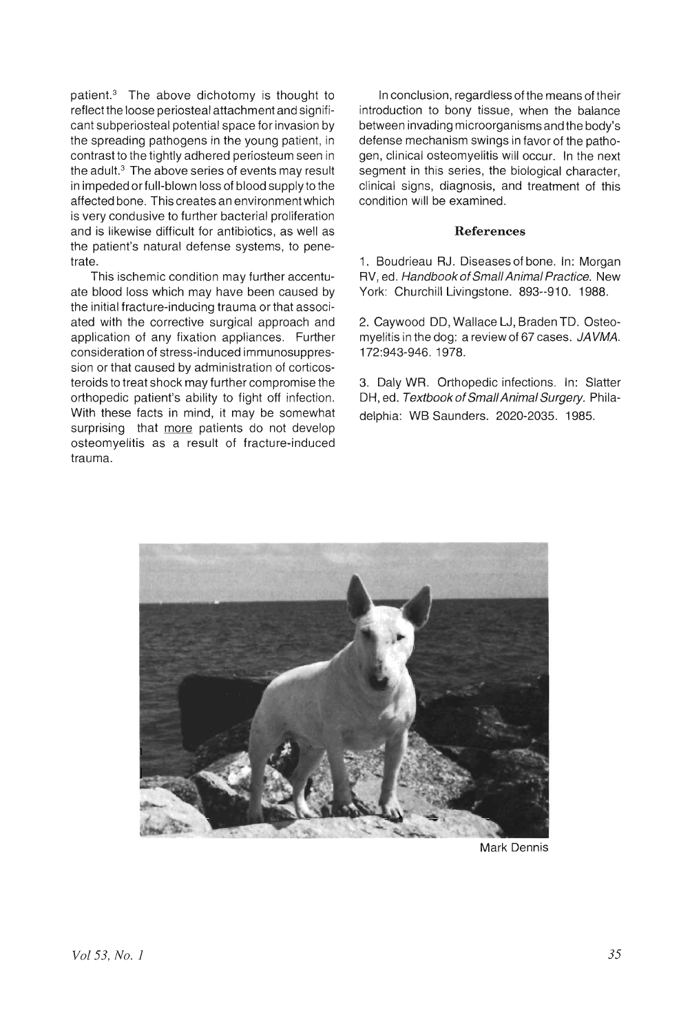patient.[3] The above dichotomy is thought to reflect the loose periosteal attachment and significant subperiosteal potential space for invasion by the spreading pathogens in the young patient, in contrast to the tightly adhered periosteum seen in the adult.[3] The above series of events may result in impeded or full-blown loss of blood supply to the affected bone. This creates an environment which is very condusive to further bacterial proliferation and is likewise difficult for antibiotics, as well as the patient's natural defense systems, to penetrate.

This ischemic condition may further accentuate blood loss which may have been caused by the initial fracture-inducing trauma or that associated with the corrective surgical approach and application of any fixation appliances. Further consideration of stress-induced immunosuppression or that caused by administration of corticosteroids to treat shock may further compromise the orthopedic patient's ability to fight off infection. With these facts in mind, it may be somewhat surprising that more patients do not develop osteomyelitis as a result of fracture-induced trauma.

In conclusion, regardless of the means of their introduction to bony tissue, when the balance between invading microorganisms and the body's defense mechanism swings in favor of the pathogen, clinical osteomyelitis will occur. In the next segment in this series, the biological character, clinical signs, diagnosis, and treatment of this condition will be examined.

## References

1. Boudrieau RJ. Diseases of bone. In: Morgan RV, ed. *Handbook of Small Animal Practice.* New York: Churchill Livingstone. 893--910. 1988.

2. Caywood DD, Wallace LJ, Braden TD. Osteomyelitis in the dog: a review of 67 cases. *JAVMA.* 172:943-946. 1978.

3. Daly WR. Orthopedic infections. In: Slatter DH, ed. *Textbook of Small Animal Surgery.* Philadelphia: WB Saunders. 2020-2035. 1985.

Mark Dennis